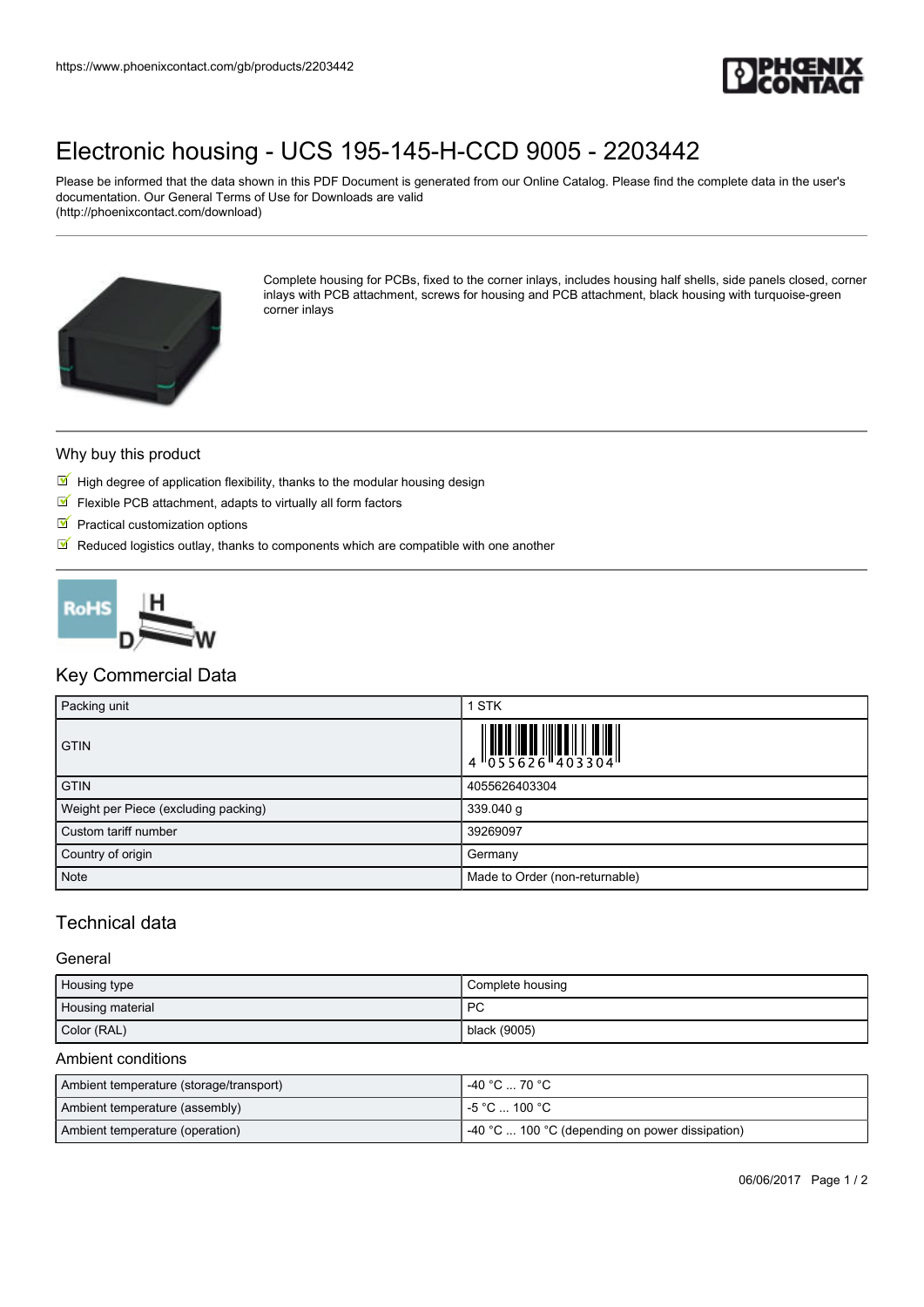https://www.phoenixcontact.com/gb/products/2203442

# Electronic housing - UCS 195-145-H-CCD 9005 - 2203442

Please be informed that the data shown in this PDF Document is generated from our Online Catalog. Please find the complete data in the user's documentation. Our General Terms of Use for Downloads are valid (http://phoenixcontact.com/download)

Complete housing for PCBs, fixed to the corner inlays, includes housing half shells, side panels closed, corner inlays with PCB attachment, screws for housing and PCB attachment, black housing with turquoise-green corner inlays

## Why buy this product

- High degree of application flexibility, thanks to the modular housing design
- Flexible PCB attachment, adapts to virtually all form factors
- Practical customization options
- Reduced logistics outlay, thanks to components which are compatible with one another

## Key Commercial Data

| Packing unit | 1 STK |
| --- | --- |
| GTIN | 4 055626 403304 |
| GTIN | 4055626403304 |
| Weight per Piece (excluding packing) | 339.040 g |
| Custom tariff number | 39269097 |
| Country of origin | Germany |
| Note | Made to Order (non-returnable) |

## Technical data

### General

| Housing type | Complete housing |
| --- | --- |
| Housing material | PC |
| Color (RAL) | black (9005) |

### Ambient conditions

| Ambient temperature (storage/transport) | -40 °C ... 70 °C |
| --- | --- |
| Ambient temperature (assembly) | -5 °C ... 100 °C |
| Ambient temperature (operation) | -40 °C ... 100 °C (depending on power dissipation) |

06/06/2017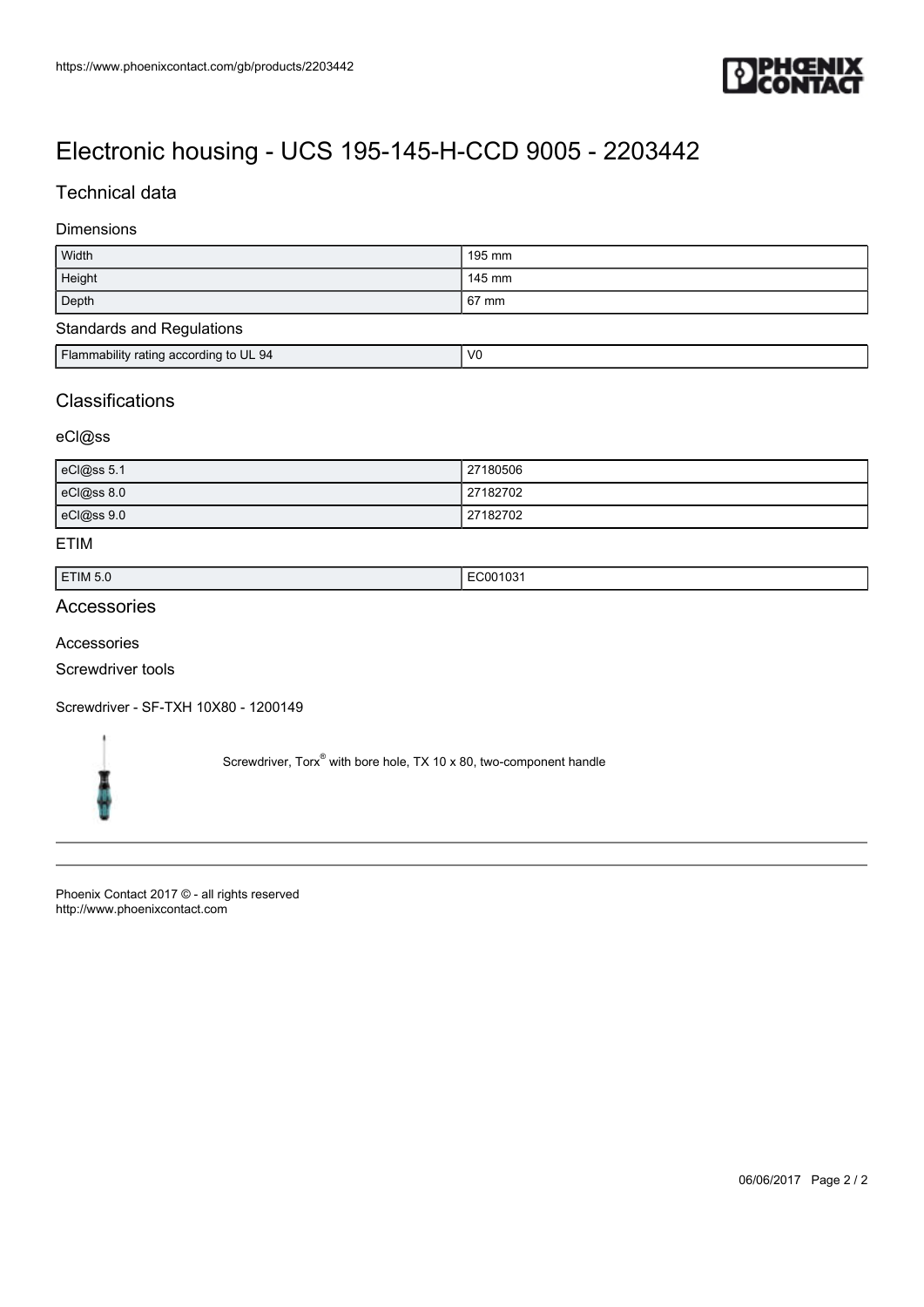# Electronic housing - UCS 195-145-H-CCD 9005 - 2203442

## Technical data

### Dimensions

| | |
|---|---|
| Width | 195 mm |
| Height | 145 mm |
| Depth | 67 mm |

### Standards and Regulations

| | |
|---|---|
| Flammability rating according to UL 94 | V0 |

## Classifications

### eCl@ss

| | |
|---|---|
| eCl@ss 5.1 | 27180506 |
| eCl@ss 8.0 | 27182702 |
| eCl@ss 9.0 | 27182702 |

### ETIM

| | |
|---|---|
| ETIM 5.0 | EC001031 |

## Accessories

Accessories

Screwdriver tools

Screwdriver - SF-TXH 10X80 - 1200149

Screwdriver, Torx® with bore hole, TX 10 x 80, two-component handle

Phoenix Contact 2017 © - all rights reserved
http://www.phoenixcontact.com